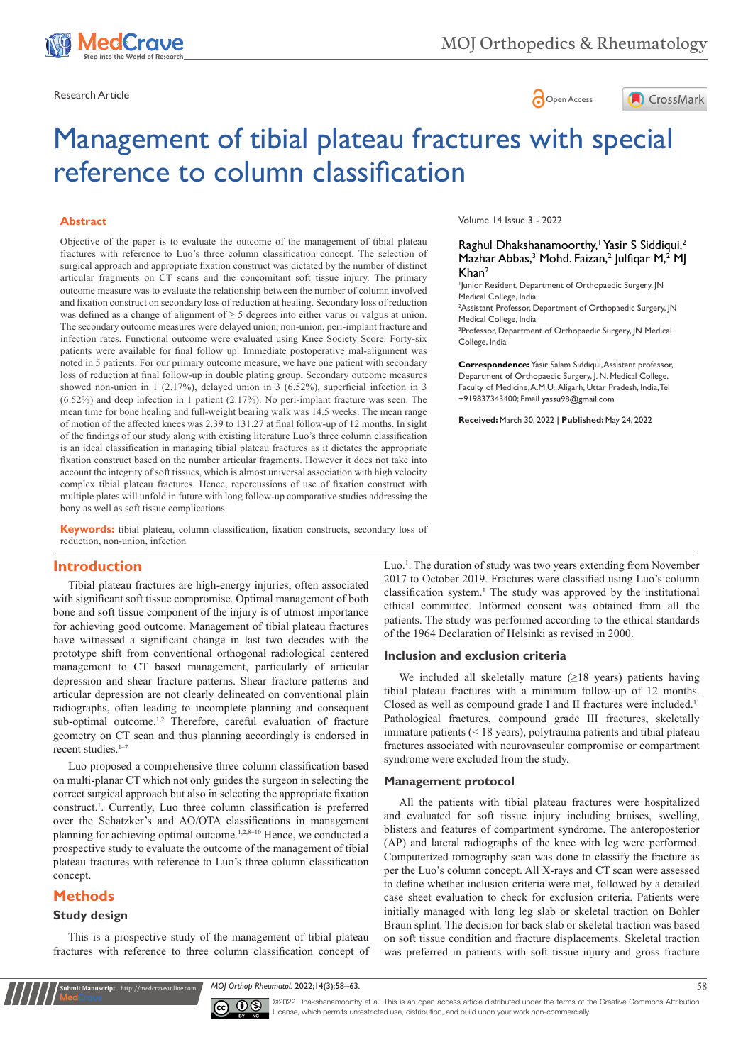Research Article

# Management of tibial plateau fractures with special reference to column classification

Volume 14 Issue 3 - 2022

Raghul Dhakshanamoorthy,[1] Yasir S Siddiqui,[2] Mazhar Abbas,[3] Mohd. Faizan,[2] Julfiqar M,[2] MJ Khan[2]

[1]Junior Resident, Department of Orthopaedic Surgery, JN Medical College, India
[2]Assistant Professor, Department of Orthopaedic Surgery, JN Medical College, India
[3]Professor, Department of Orthopaedic Surgery, JN Medical College, India

**Correspondence:** Yasir Salam Siddiqui, Assistant professor, Department of Orthopaedic Surgery, J. N. Medical College, Faculty of Medicine, A.M.U., Aligarh, Uttar Pradesh, India, Tel +919837343400; Email yassu98@gmail.com

**Received:** March 30, 2022 | **Published:** May 24, 2022

## Abstract

Objective of the paper is to evaluate the outcome of the management of tibial plateau fractures with reference to Luo's three column classification concept. The selection of surgical approach and appropriate fixation construct was dictated by the number of distinct articular fragments on CT scans and the concomitant soft tissue injury. The primary outcome measure was to evaluate the relationship between the number of column involved and fixation construct on secondary loss of reduction at healing. Secondary loss of reduction was defined as a change of alignment of ≥ 5 degrees into either varus or valgus at union. The secondary outcome measures were delayed union, non-union, peri-implant fracture and infection rates. Functional outcome were evaluated using Knee Society Score. Forty-six patients were available for final follow up. Immediate postoperative mal-alignment was noted in 5 patients. For our primary outcome measure, we have one patient with secondary loss of reduction at final follow-up in double plating group**.** Secondary outcome measures showed non-union in 1 (2.17%), delayed union in 3 (6.52%), superficial infection in 3 (6.52%) and deep infection in 1 patient (2.17%). No peri-implant fracture was seen. The mean time for bone healing and full-weight bearing walk was 14.5 weeks. The mean range of motion of the affected knees was 2.39 to 131.27 at final follow-up of 12 months. In sight of the findings of our study along with existing literature Luo's three column classification is an ideal classification in managing tibial plateau fractures as it dictates the appropriate fixation construct based on the number articular fragments. However it does not take into account the integrity of soft tissues, which is almost universal association with high velocity complex tibial plateau fractures. Hence, repercussions of use of fixation construct with multiple plates will unfold in future with long follow-up comparative studies addressing the bony as well as soft tissue complications.

**Keywords:** tibial plateau, column classification, fixation constructs, secondary loss of reduction, non-union, infection

## Introduction

Tibial plateau fractures are high-energy injuries, often associated with significant soft tissue compromise. Optimal management of both bone and soft tissue component of the injury is of utmost importance for achieving good outcome. Management of tibial plateau fractures have witnessed a significant change in last two decades with the prototype shift from conventional orthogonal radiological centered management to CT based management, particularly of articular depression and shear fracture patterns. Shear fracture patterns and articular depression are not clearly delineated on conventional plain radiographs, often leading to incomplete planning and consequent sub-optimal outcome.[1,2] Therefore, careful evaluation of fracture geometry on CT scan and thus planning accordingly is endorsed in recent studies.[1–7]

Luo proposed a comprehensive three column classification based on multi-planar CT which not only guides the surgeon in selecting the correct surgical approach but also in selecting the appropriate fixation construct.[1]. Currently, Luo three column classification is preferred over the Schatzker's and AO/OTA classifications in management planning for achieving optimal outcome.[1,2,8–10] Hence, we conducted a prospective study to evaluate the outcome of the management of tibial plateau fractures with reference to Luo's three column classification concept.

## Methods

### Study design

This is a prospective study of the management of tibial plateau fractures with reference to three column classification concept of Luo.[1]. The duration of study was two years extending from November 2017 to October 2019. Fractures were classified using Luo's column classification system.[1] The study was approved by the institutional ethical committee. Informed consent was obtained from all the patients. The study was performed according to the ethical standards of the 1964 Declaration of Helsinki as revised in 2000.

### Inclusion and exclusion criteria

We included all skeletally mature (≥18 years) patients having tibial plateau fractures with a minimum follow-up of 12 months. Closed as well as compound grade I and II fractures were included.[11] Pathological fractures, compound grade III fractures, skeletally immature patients (< 18 years), polytrauma patients and tibial plateau fractures associated with neurovascular compromise or compartment syndrome were excluded from the study.

### Management protocol

All the patients with tibial plateau fractures were hospitalized and evaluated for soft tissue injury including bruises, swelling, blisters and features of compartment syndrome. The anteroposterior (AP) and lateral radiographs of the knee with leg were performed. Computerized tomography scan was done to classify the fracture as per the Luo's column concept. All X-rays and CT scan were assessed to define whether inclusion criteria were met, followed by a detailed case sheet evaluation to check for exclusion criteria. Patients were initially managed with long leg slab or skeletal traction on Bohler Braun splint. The decision for back slab or skeletal traction was based on soft tissue condition and fracture displacements. Skeletal traction was preferred in patients with soft tissue injury and gross fracture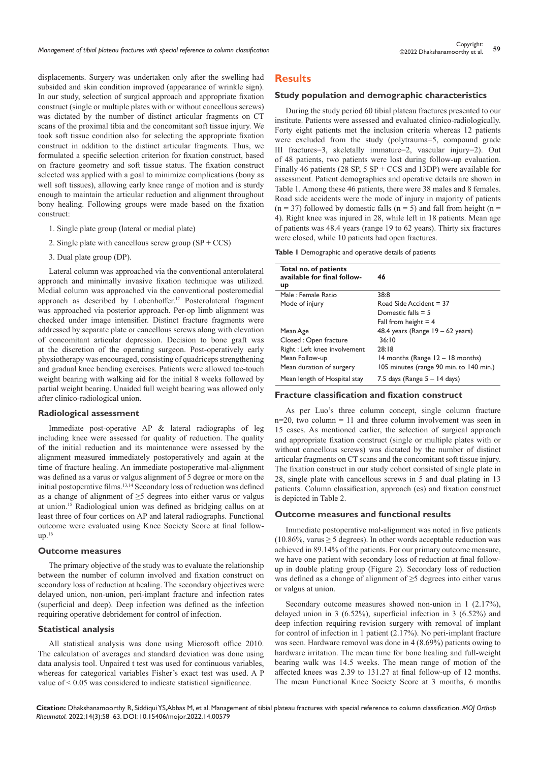displacements. Surgery was undertaken only after the swelling had subsided and skin condition improved (appearance of wrinkle sign). In our study, selection of surgical approach and appropriate fixation construct (single or multiple plates with or without cancellous screws) was dictated by the number of distinct articular fragments on CT scans of the proximal tibia and the concomitant soft tissue injury. We took soft tissue condition also for selecting the appropriate fixation construct in addition to the distinct articular fragments. Thus, we formulated a specific selection criterion for fixation construct, based on fracture geometry and soft tissue status. The fixation construct selected was applied with a goal to minimize complications (bony as well soft tissues), allowing early knee range of motion and is sturdy enough to maintain the articular reduction and alignment throughout bony healing. Following groups were made based on the fixation construct:

1. Single plate group (lateral or medial plate)
2. Single plate with cancellous screw group (SP + CCS)
3. Dual plate group (DP).

Lateral column was approached via the conventional anterolateral approach and minimally invasive fixation technique was utilized. Medial column was approached via the conventional posteromedial approach as described by Lobenhoffer.[12] Posterolateral fragment was approached via posterior approach. Per-op limb alignment was checked under image intensifier. Distinct fracture fragments were addressed by separate plate or cancellous screws along with elevation of concomitant articular depression. Decision to bone graft was at the discretion of the operating surgeon. Post-operatively early physiotherapy was encouraged, consisting of quadriceps strengthening and gradual knee bending exercises. Patients were allowed toe-touch weight bearing with walking aid for the initial 8 weeks followed by partial weight bearing. Unaided full weight bearing was allowed only after clinico-radiological union.

### Radiological assessment

Immediate post-operative AP & lateral radiographs of leg including knee were assessed for quality of reduction. The quality of the initial reduction and its maintenance were assessed by the alignment measured immediately postoperatively and again at the time of fracture healing. An immediate postoperative mal-alignment was defined as a varus or valgus alignment of 5 degree or more on the initial postoperative films.[13,14] Secondary loss of reduction was defined as a change of alignment of ≥5 degrees into either varus or valgus at union.[15] Radiological union was defined as bridging callus on at least three of four cortices on AP and lateral radiographs. Functional outcome were evaluated using Knee Society Score at final follow-up.[16]

### Outcome measures

The primary objective of the study was to evaluate the relationship between the number of column involved and fixation construct on secondary loss of reduction at healing. The secondary objectives were delayed union, non-union, peri-implant fracture and infection rates (superficial and deep). Deep infection was defined as the infection requiring operative debridement for control of infection.

### Statistical analysis

All statistical analysis was done using Microsoft office 2010. The calculation of averages and standard deviation was done using data analysis tool. Unpaired t test was used for continuous variables, whereas for categorical variables Fisher's exact test was used. A P value of < 0.05 was considered to indicate statistical significance.

## Results

### Study population and demographic characteristics

During the study period 60 tibial plateau fractures presented to our institute. Patients were assessed and evaluated clinico-radiologically. Forty eight patients met the inclusion criteria whereas 12 patients were excluded from the study (polytrauma=5, compound grade III fractures=3, skeletally immature=2, vascular injury=2). Out of 48 patients, two patients were lost during follow-up evaluation. Finally 46 patients (28 SP, 5 SP + CCS and 13DP) were available for assessment. Patient demographics and operative details are shown in Table 1. Among these 46 patients, there were 38 males and 8 females. Road side accidents were the mode of injury in majority of patients (n = 37) followed by domestic falls (n = 5) and fall from height (n = 4). Right knee was injured in 28, while left in 18 patients. Mean age of patients was 48.4 years (range 19 to 62 years). Thirty six fractures were closed, while 10 patients had open fractures.

**Table 1** Demographic and operative details of patients

| Total no. of patients available for final follow-up | 46 |
|---|---|
| Male : Female Ratio | 38:8 |
| Mode of injury | Road Side Accident = 37<br>Domestic falls = 5<br>Fall from height = 4 |
| Mean Age | 48.4 years (Range 19 – 62 years) |
| Closed : Open fracture | 36:10 |
| Right : Left knee involvement | 28:18 |
| Mean Follow-up | 14 months (Range 12 – 18 months) |
| Mean duration of surgery | 105 minutes (range 90 min. to 140 min.) |
| Mean length of Hospital stay | 7.5 days (Range 5 – 14 days) |

### Fracture classification and fixation construct

As per Luo's three column concept, single column fracture n=20, two column = 11 and three column involvement was seen in 15 cases. As mentioned earlier, the selection of surgical approach and appropriate fixation construct (single or multiple plates with or without cancellous screws) was dictated by the number of distinct articular fragments on CT scans and the concomitant soft tissue injury. The fixation construct in our study cohort consisted of single plate in 28, single plate with cancellous screws in 5 and dual plating in 13 patients. Column classification, approach (es) and fixation construct is depicted in Table 2.

### Outcome measures and functional results

Immediate postoperative mal-alignment was noted in five patients (10.86%, varus ≥ 5 degrees). In other words acceptable reduction was achieved in 89.14% of the patients. For our primary outcome measure, we have one patient with secondary loss of reduction at final follow-up in double plating group (Figure 2). Secondary loss of reduction was defined as a change of alignment of ≥5 degrees into either varus or valgus at union.

Secondary outcome measures showed non-union in 1 (2.17%), delayed union in 3 (6.52%), superficial infection in 3 (6.52%) and deep infection requiring revision surgery with removal of implant for control of infection in 1 patient (2.17%). No peri-implant fracture was seen. Hardware removal was done in 4 (8.69%) patients owing to hardware irritation. The mean time for bone healing and full-weight bearing walk was 14.5 weeks. The mean range of motion of the affected knees was 2.39 to 131.27 at final follow-up of 12 months. The mean Functional Knee Society Score at 3 months, 6 months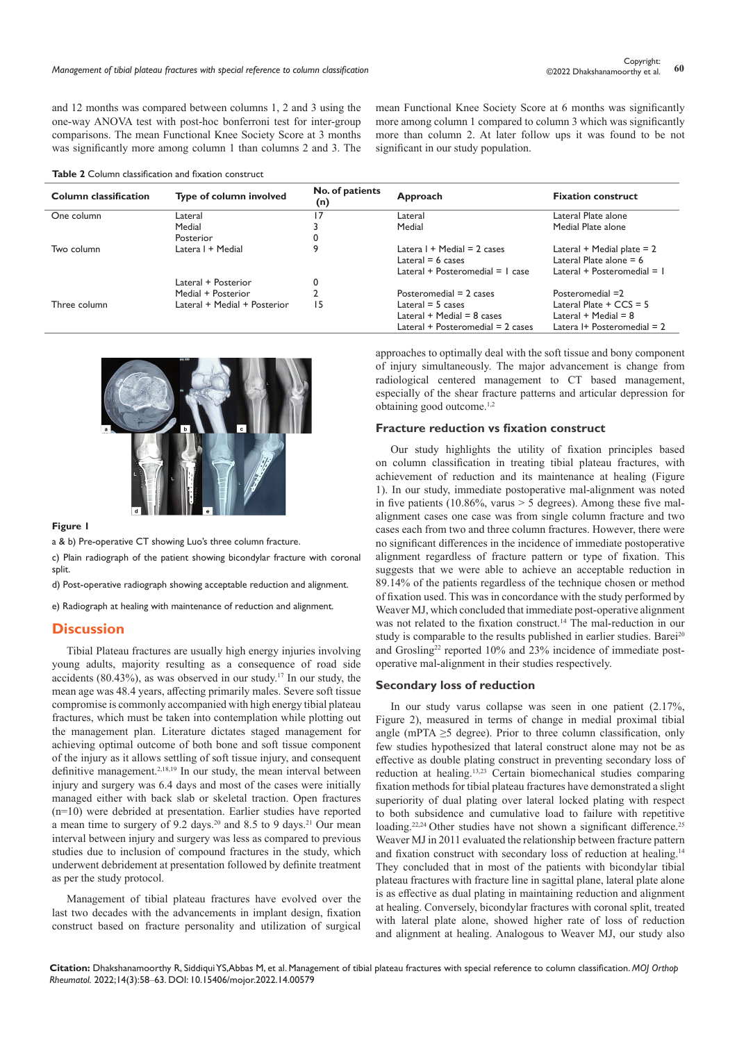and 12 months was compared between columns 1, 2 and 3 using the one-way ANOVA test with post-hoc bonferroni test for inter-group comparisons. The mean Functional Knee Society Score at 3 months was significantly more among column 1 than columns 2 and 3. The mean Functional Knee Society Score at 6 months was significantly more among column 1 compared to column 3 which was significantly more than column 2. At later follow ups it was found to be not significant in our study population.

**Table 2** Column classification and fixation construct

| Column classification | Type of column involved | No. of patients (n) | Approach | Fixation construct |
|---|---|---|---|---|
| One column | Lateral | 17 | Lateral | Lateral Plate alone |
| | Medial | 3 | Medial | Medial Plate alone |
| | Posterior | 0 | | |
| Two column | Latera l + Medial | 9 | Latera l + Medial = 2 cases<br>Lateral = 6 cases<br>Lateral + Posteromedial = 1 case | Lateral + Medial plate = 2<br>Lateral Plate alone = 6<br>Lateral + Posteromedial = 1 |
| | Lateral + Posterior | 0 | | |
| | Medial + Posterior | 2 | Posteromedial = 2 cases | Posteromedial =2 |
| Three column | Lateral + Medial + Posterior | 15 | Lateral = 5 cases<br>Lateral + Medial = 8 cases<br>Lateral + Posteromedial = 2 cases | Lateral Plate + CCS = 5<br>Lateral + Medial = 8<br>Latera l+ Posteromedial = 2 |

**Figure 1**

a & b) Pre-operative CT showing Luo's three column fracture.

c) Plain radiograph of the patient showing bicondylar fracture with coronal split.

d) Post-operative radiograph showing acceptable reduction and alignment.

e) Radiograph at healing with maintenance of reduction and alignment.

## Discussion

Tibial Plateau fractures are usually high energy injuries involving young adults, majority resulting as a consequence of road side accidents (80.43%), as was observed in our study.[17] In our study, the mean age was 48.4 years, affecting primarily males. Severe soft tissue compromise is commonly accompanied with high energy tibial plateau fractures, which must be taken into contemplation while plotting out the management plan. Literature dictates staged management for achieving optimal outcome of both bone and soft tissue component of the injury as it allows settling of soft tissue injury, and consequent definitive management.[2,18,19] In our study, the mean interval between injury and surgery was 6.4 days and most of the cases were initially managed either with back slab or skeletal traction. Open fractures (n=10) were debrided at presentation. Earlier studies have reported a mean time to surgery of 9.2 days.[20] and 8.5 to 9 days.[21] Our mean interval between injury and surgery was less as compared to previous studies due to inclusion of compound fractures in the study, which underwent debridement at presentation followed by definite treatment as per the study protocol.

Management of tibial plateau fractures have evolved over the last two decades with the advancements in implant design, fixation construct based on fracture personality and utilization of surgical approaches to optimally deal with the soft tissue and bony component of injury simultaneously. The major advancement is change from radiological centered management to CT based management, especially of the shear fracture patterns and articular depression for obtaining good outcome.[1,2]

### Fracture reduction vs fixation construct

Our study highlights the utility of fixation principles based on column classification in treating tibial plateau fractures, with achievement of reduction and its maintenance at healing (Figure 1). In our study, immediate postoperative mal-alignment was noted in five patients (10.86%, varus > 5 degrees). Among these five mal-alignment cases one case was from single column fracture and two cases each from two and three column fractures. However, there were no significant differences in the incidence of immediate postoperative alignment regardless of fracture pattern or type of fixation. This suggests that we were able to achieve an acceptable reduction in 89.14% of the patients regardless of the technique chosen or method of fixation used. This was in concordance with the study performed by Weaver MJ, which concluded that immediate post-operative alignment was not related to the fixation construct.[14] The mal-reduction in our study is comparable to the results published in earlier studies. Barei[20] and Grosling[22] reported 10% and 23% incidence of immediate post-operative mal-alignment in their studies respectively.

### Secondary loss of reduction

In our study varus collapse was seen in one patient (2.17%, Figure 2), measured in terms of change in medial proximal tibial angle (mPTA ≥5 degree). Prior to three column classification, only few studies hypothesized that lateral construct alone may not be as effective as double plating construct in preventing secondary loss of reduction at healing.[13,23] Certain biomechanical studies comparing fixation methods for tibial plateau fractures have demonstrated a slight superiority of dual plating over lateral locked plating with respect to both subsidence and cumulative load to failure with repetitive loading.[22,24] Other studies have not shown a significant difference.[25] Weaver MJ in 2011 evaluated the relationship between fracture pattern and fixation construct with secondary loss of reduction at healing.[14] They concluded that in most of the patients with bicondylar tibial plateau fractures with fracture line in sagittal plane, lateral plate alone is as effective as dual plating in maintaining reduction and alignment at healing. Conversely, bicondylar fractures with coronal split, treated with lateral plate alone, showed higher rate of loss of reduction and alignment at healing. Analogous to Weaver MJ, our study also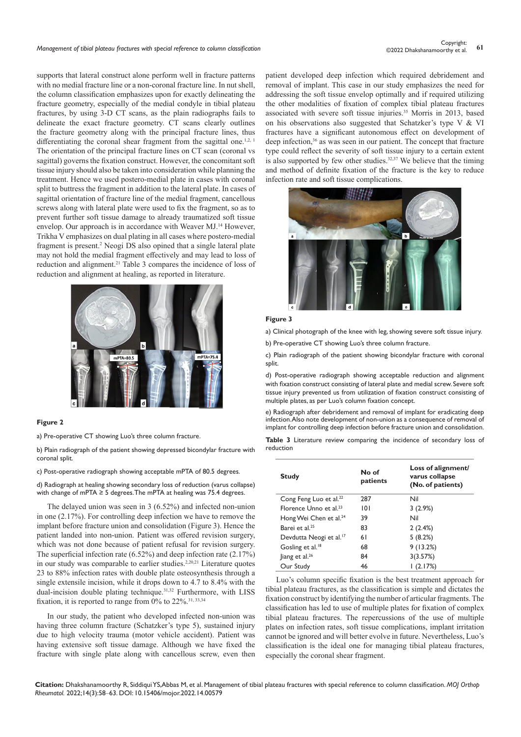supports that lateral construct alone perform well in fracture patterns with no medial fracture line or a non-coronal fracture line. In nut shell, the column classification emphasizes upon for exactly delineating the fracture geometry, especially of the medial condyle in tibial plateau fractures, by using 3-D CT scans, as the plain radiographs fails to delineate the exact fracture geometry. CT scans clearly outlines the fracture geometry along with the principal fracture lines, thus differentiating the coronal shear fragment from the sagittal one.[1,2, 1] The orientation of the principal fracture lines on CT scan (coronal vs sagittal) governs the fixation construct. However, the concomitant soft tissue injury should also be taken into consideration while planning the treatment. Hence we used postero-medial plate in cases with coronal split to buttress the fragment in addition to the lateral plate. In cases of sagittal orientation of fracture line of the medial fragment, cancellous screws along with lateral plate were used to fix the fragment, so as to prevent further soft tissue damage to already traumatized soft tissue envelop. Our approach is in accordance with Weaver MJ.[14] However, Trikha V emphasizes on dual plating in all cases where postero-medial fragment is present.[2] Neogi DS also opined that a single lateral plate may not hold the medial fragment effectively and may lead to loss of reduction and alignment.[21] Table 3 compares the incidence of loss of reduction and alignment at healing, as reported in literature.

**Figure 2**

a) Pre-operative CT showing Luo's three column fracture.

b) Plain radiograph of the patient showing depressed bicondylar fracture with coronal split.

c) Post-operative radiograph showing acceptable mPTA of 80.5 degrees.

d) Radiograph at healing showing secondary loss of reduction (varus collapse) with change of mPTA ≥ 5 degrees. The mPTA at healing was 75.4 degrees.

The delayed union was seen in 3 (6.52%) and infected non-union in one (2.17%). For controlling deep infection we have to remove the implant before fracture union and consolidation (Figure 3). Hence the patient landed into non-union. Patient was offered revision surgery, which was not done because of patient refusal for revision surgery. The superficial infection rate (6.52%) and deep infection rate (2.17%) in our study was comparable to earlier studies.[2,20,21] Literature quotes 23 to 88% infection rates with double plate osteosynthesis through a single extensile incision, while it drops down to 4.7 to 8.4% with the dual-incision double plating technique.[31,32] Furthermore, with LISS fixation, it is reported to range from 0% to 22%.[31, 33,34]

In our study, the patient who developed infected non-union was having three column fracture (Schatzker's type 5), sustained injury due to high velocity trauma (motor vehicle accident). Patient was having extensive soft tissue damage. Although we have fixed the fracture with single plate along with cancellous screw, even then patient developed deep infection which required debridement and removal of implant. This case in our study emphasizes the need for addressing the soft tissue envelop optimally and if required utilizing the other modalities of fixation of complex tibial plateau fractures associated with severe soft tissue injuries.[35] Morris in 2013, based on his observations also suggested that Schatzker's type V & VI fractures have a significant autonomous effect on development of deep infection,[36] as was seen in our patient. The concept that fracture type could reflect the severity of soft tissue injury to a certain extent is also supported by few other studies.[32,37] We believe that the timing and method of definite fixation of the fracture is the key to reduce infection rate and soft tissue complications.

**Figure 3**

a) Clinical photograph of the knee with leg, showing severe soft tissue injury.

b) Pre-operative CT showing Luo's three column fracture.

c) Plain radiograph of the patient showing bicondylar fracture with coronal split.

d) Post-operative radiograph showing acceptable reduction and alignment with fixation construct consisting of lateral plate and medial screw. Severe soft tissue injury prevented us from utilization of fixation construct consisting of multiple plates, as per Luo's column fixation concept.

e) Radiograph after debridement and removal of implant for eradicating deep infection. Also note development of non-union as a consequence of removal of implant for controlling deep infection before fracture union and consolidation.

**Table 3** Literature review comparing the incidence of secondary loss of reduction

| Study | No of patients | Loss of alignment/ varus collapse (No. of patients) |
|---|---|---|
| Cong Feng Luo et al.[22] | 287 | Nil |
| Florence Unno et al.[23] | 101 | 3 (2.9%) |
| Hong Wei Chen et al.[24] | 39 | Nil |
| Barei et al.[25] | 83 | 2 (2.4%) |
| Devdutta Neogi et al.[17] | 61 | 5 (8.2%) |
| Gosling et al.[18] | 68 | 9 (13.2%) |
| Jiang et al.[26] | 84 | 3(3.57%) |
| Our Study | 46 | 1 (2.17%) |

Luo's column specific fixation is the best treatment approach for tibial plateau fractures, as the classification is simple and dictates the fixation construct by identifying the number of articular fragments. The classification has led to use of multiple plates for fixation of complex tibial plateau fractures. The repercussions of the use of multiple plates on infection rates, soft tissue complications, implant irritation cannot be ignored and will better evolve in future. Nevertheless, Luo's classification is the ideal one for managing tibial plateau fractures, especially the coronal shear fragment.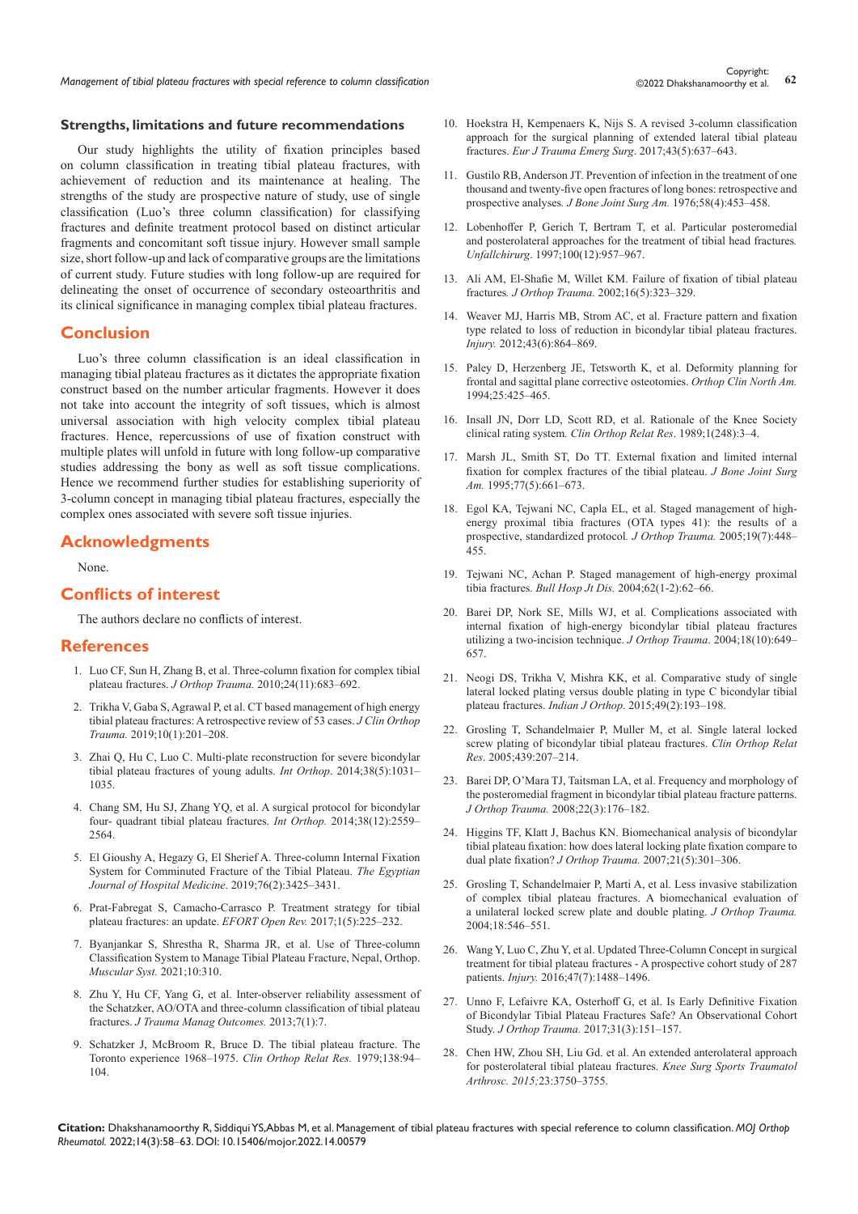## Strengths, limitations and future recommendations

Our study highlights the utility of fixation principles based on column classification in treating tibial plateau fractures, with achievement of reduction and its maintenance at healing. The strengths of the study are prospective nature of study, use of single classification (Luo's three column classification) for classifying fractures and definite treatment protocol based on distinct articular fragments and concomitant soft tissue injury. However small sample size, short follow-up and lack of comparative groups are the limitations of current study. Future studies with long follow-up are required for delineating the onset of occurrence of secondary osteoarthritis and its clinical significance in managing complex tibial plateau fractures.

## Conclusion

Luo's three column classification is an ideal classification in managing tibial plateau fractures as it dictates the appropriate fixation construct based on the number articular fragments. However it does not take into account the integrity of soft tissues, which is almost universal association with high velocity complex tibial plateau fractures. Hence, repercussions of use of fixation construct with multiple plates will unfold in future with long follow-up comparative studies addressing the bony as well as soft tissue complications. Hence we recommend further studies for establishing superiority of 3-column concept in managing tibial plateau fractures, especially the complex ones associated with severe soft tissue injuries.

## Acknowledgments

None.

## Conflicts of interest

The authors declare no conflicts of interest.

## References

1. Luo CF, Sun H, Zhang B, et al. Three-column fixation for complex tibial plateau fractures. *J Orthop Trauma.* 2010;24(11):683–692.
2. Trikha V, Gaba S, Agrawal P, et al. CT based management of high energy tibial plateau fractures: A retrospective review of 53 cases. *J Clin Orthop Trauma.* 2019;10(1):201–208.
3. Zhai Q, Hu C, Luo C. Multi-plate reconstruction for severe bicondylar tibial plateau fractures of young adults. *Int Orthop*. 2014;38(5):1031–1035.
4. Chang SM, Hu SJ, Zhang YQ, et al. A surgical protocol for bicondylar four- quadrant tibial plateau fractures. *Int Orthop.* 2014;38(12):2559–2564.
5. El Gioushy A, Hegazy G, El Sherief A. Three-column Internal Fixation System for Comminuted Fracture of the Tibial Plateau. *The Egyptian Journal of Hospital Medicine*. 2019;76(2):3425–3431.
6. Prat-Fabregat S, Camacho-Carrasco P. Treatment strategy for tibial plateau fractures: an update. *EFORT Open Rev.* 2017;1(5):225–232.
7. Byanjankar S, Shrestha R, Sharma JR, et al. Use of Three-column Classification System to Manage Tibial Plateau Fracture, Nepal, Orthop. *Muscular Syst.* 2021;10:310.
8. Zhu Y, Hu CF, Yang G, et al. Inter-observer reliability assessment of the Schatzker, AO/OTA and three-column classification of tibial plateau fractures. *J Trauma Manag Outcomes.* 2013;7(1):7.
9. Schatzker J, McBroom R, Bruce D. The tibial plateau fracture. The Toronto experience 1968–1975. *Clin Orthop Relat Res.* 1979;138:94–104.
10. Hoekstra H, Kempenaers K, Nijs S. A revised 3-column classification approach for the surgical planning of extended lateral tibial plateau fractures. *Eur J Trauma Emerg Surg*. 2017;43(5):637–643.
11. Gustilo RB, Anderson JT. Prevention of infection in the treatment of one thousand and twenty-five open fractures of long bones: retrospective and prospective analyses. *J Bone Joint Surg Am.* 1976;58(4):453–458.
12. Lobenhoffer P, Gerich T, Bertram T, et al. Particular posteromedial and posterolateral approaches for the treatment of tibial head fractures. *Unfallchirurg*. 1997;100(12):957–967.
13. Ali AM, El-Shafie M, Willet KM. Failure of fixation of tibial plateau fractures. *J Orthop Trauma.* 2002;16(5):323–329.
14. Weaver MJ, Harris MB, Strom AC, et al. Fracture pattern and fixation type related to loss of reduction in bicondylar tibial plateau fractures. *Injury.* 2012;43(6):864–869.
15. Paley D, Herzenberg JE, Tetsworth K, et al. Deformity planning for frontal and sagittal plane corrective osteotomies. *Orthop Clin North Am.* 1994;25:425–465.
16. Insall JN, Dorr LD, Scott RD, et al. Rationale of the Knee Society clinical rating system. *Clin Orthop Relat Res*. 1989;1(248):3–4.
17. Marsh JL, Smith ST, Do TT. External fixation and limited internal fixation for complex fractures of the tibial plateau. *J Bone Joint Surg Am.* 1995;77(5):661–673.
18. Egol KA, Tejwani NC, Capla EL, et al. Staged management of high-energy proximal tibia fractures (OTA types 41): the results of a prospective, standardized protocol. *J Orthop Trauma.* 2005;19(7):448–455.
19. Tejwani NC, Achan P. Staged management of high-energy proximal tibia fractures. *Bull Hosp Jt Dis.* 2004;62(1-2):62–66.
20. Barei DP, Nork SE, Mills WJ, et al. Complications associated with internal fixation of high-energy bicondylar tibial plateau fractures utilizing a two-incision technique. *J Orthop Trauma*. 2004;18(10):649–657.
21. Neogi DS, Trikha V, Mishra KK, et al. Comparative study of single lateral locked plating versus double plating in type C bicondylar tibial plateau fractures. *Indian J Orthop*. 2015;49(2):193–198.
22. Grosling T, Schandelmaier P, Muller M, et al. Single lateral locked screw plating of bicondylar tibial plateau fractures. *Clin Orthop Relat Res*. 2005;439:207–214.
23. Barei DP, O'Mara TJ, Taitsman LA, et al. Frequency and morphology of the posteromedial fragment in bicondylar tibial plateau fracture patterns. *J Orthop Trauma.* 2008;22(3):176–182.
24. Higgins TF, Klatt J, Bachus KN. Biomechanical analysis of bicondylar tibial plateau fixation: how does lateral locking plate fixation compare to dual plate fixation? *J Orthop Trauma.* 2007;21(5):301–306.
25. Grosling T, Schandelmaier P, Marti A, et al. Less invasive stabilization of complex tibial plateau fractures. A biomechanical evaluation of a unilateral locked screw plate and double plating. *J Orthop Trauma.* 2004;18:546–551.
26. Wang Y, Luo C, Zhu Y, et al. Updated Three-Column Concept in surgical treatment for tibial plateau fractures - A prospective cohort study of 287 patients. *Injury.* 2016;47(7):1488–1496.
27. Unno F, Lefaivre KA, Osterhoff G, et al. Is Early Definitive Fixation of Bicondylar Tibial Plateau Fractures Safe? An Observational Cohort Study. *J Orthop Trauma.* 2017;31(3):151–157.
28. Chen HW, Zhou SH, Liu Gd. et al. An extended anterolateral approach for posterolateral tibial plateau fractures. *Knee Surg Sports Traumatol Arthrosc. 2015;*23:3750–3755.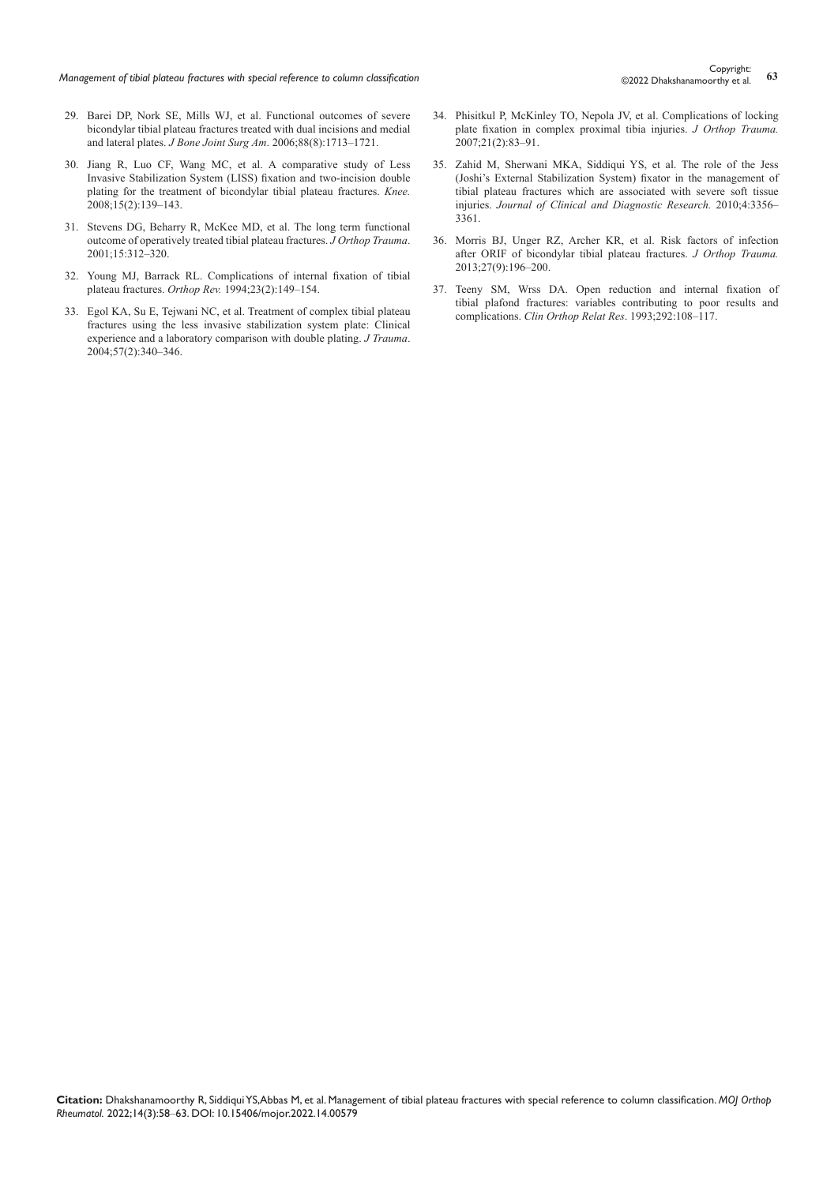29. Barei DP, Nork SE, Mills WJ, et al. Functional outcomes of severe bicondylar tibial plateau fractures treated with dual incisions and medial and lateral plates. *J Bone Joint Surg Am*. 2006;88(8):1713–1721.
30. Jiang R, Luo CF, Wang MC, et al. A comparative study of Less Invasive Stabilization System (LISS) fixation and two-incision double plating for the treatment of bicondylar tibial plateau fractures. *Knee.* 2008;15(2):139–143.
31. Stevens DG, Beharry R, McKee MD, et al. The long term functional outcome of operatively treated tibial plateau fractures. *J Orthop Trauma*. 2001;15:312–320.
32. Young MJ, Barrack RL. Complications of internal fixation of tibial plateau fractures. *Orthop Rev.* 1994;23(2):149–154.
33. Egol KA, Su E, Tejwani NC, et al. Treatment of complex tibial plateau fractures using the less invasive stabilization system plate: Clinical experience and a laboratory comparison with double plating. *J Trauma*. 2004;57(2):340–346.
34. Phisitkul P, McKinley TO, Nepola JV, et al. Complications of locking plate fixation in complex proximal tibia injuries. *J Orthop Trauma.* 2007;21(2):83–91.
35. Zahid M, Sherwani MKA, Siddiqui YS, et al. The role of the Jess (Joshi's External Stabilization System) fixator in the management of tibial plateau fractures which are associated with severe soft tissue injuries. *Journal of Clinical and Diagnostic Research.* 2010;4:3356–3361.
36. Morris BJ, Unger RZ, Archer KR, et al. Risk factors of infection after ORIF of bicondylar tibial plateau fractures. *J Orthop Trauma.* 2013;27(9):196–200.
37. Teeny SM, Wrss DA. Open reduction and internal fixation of tibial plafond fractures: variables contributing to poor results and complications. *Clin Orthop Relat Res*. 1993;292:108–117.